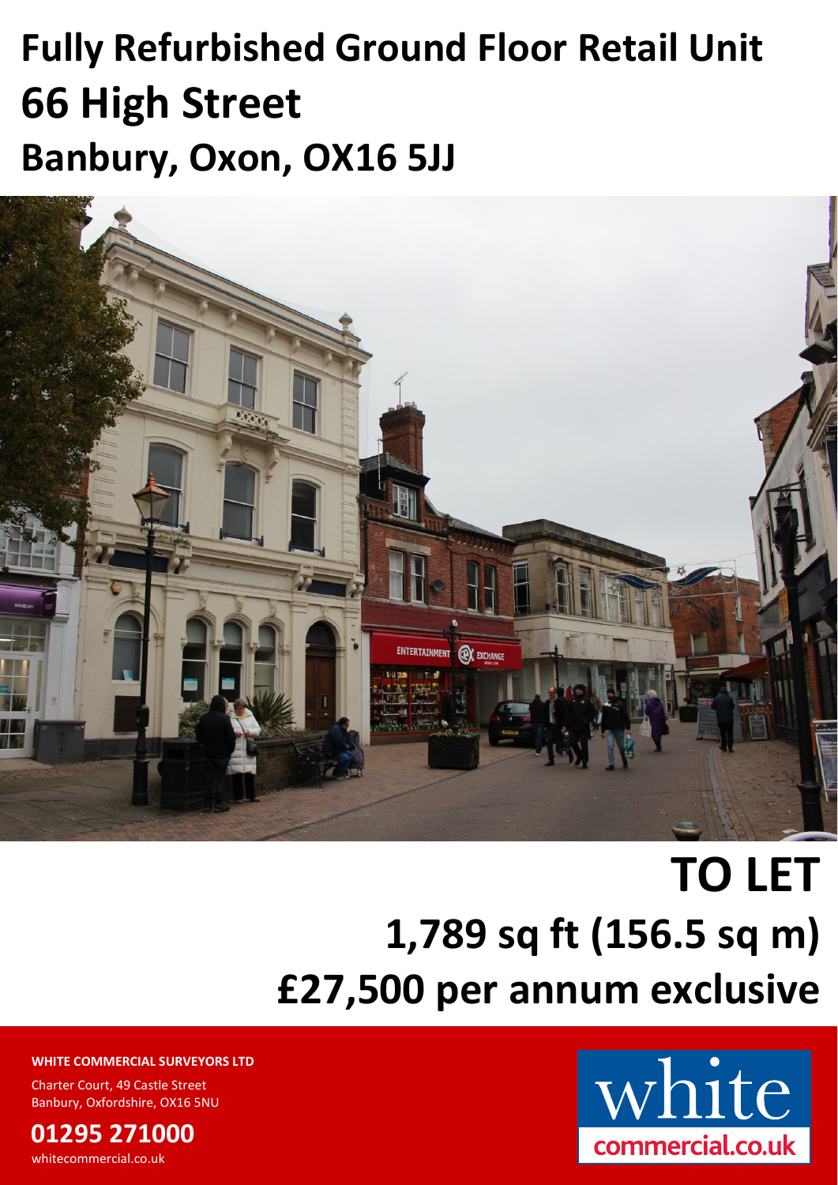# Fully Refurbished Ground Floor Retail Unit

# 66 High Street

## Banbury, Oxon, OX16 5JJ

# TO LET

## 1,789 sq ft (156.5 sq m)

## £27,500 per annum exclusive

**WHITE COMMERCIAL SURVEYORS LTD**

Charter Court, 49 Castle Street
Banbury, Oxfordshire, OX16 5NU

**01295 271000**

whitecommercial.co.uk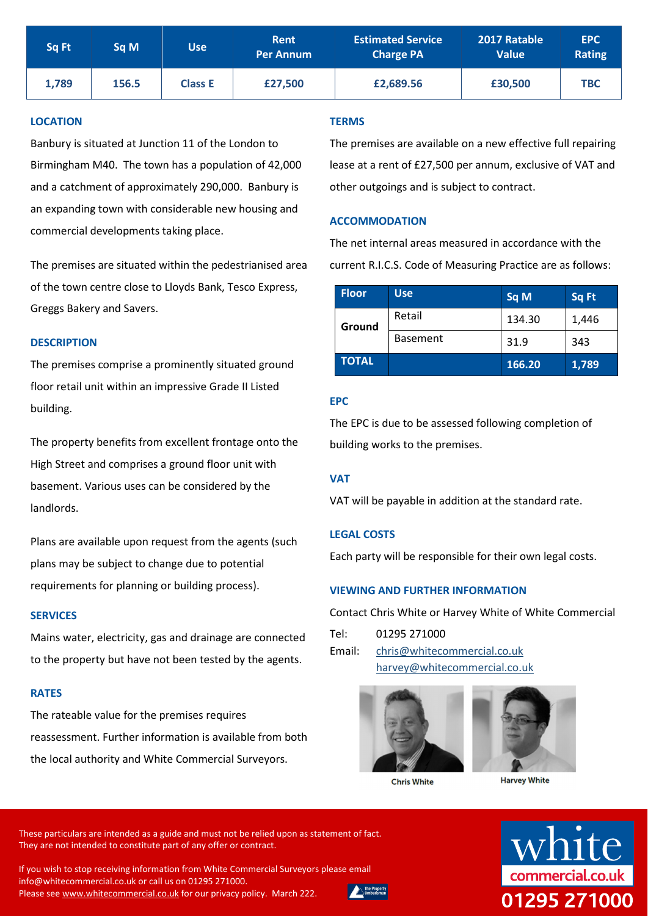| Sq Ft | Sq M | Use | Rent Per Annum | Estimated Service Charge PA | 2017 Ratable Value | EPC Rating |
|---|---|---|---|---|---|---|
| 1,789 | 156.5 | Class E | £27,500 | £2,689.56 | £30,500 | TBC |

## LOCATION

Banbury is situated at Junction 11 of the London to Birmingham M40. The town has a population of 42,000 and a catchment of approximately 290,000. Banbury is an expanding town with considerable new housing and commercial developments taking place.

The premises are situated within the pedestrianised area of the town centre close to Lloyds Bank, Tesco Express, Greggs Bakery and Savers.

## DESCRIPTION

The premises comprise a prominently situated ground floor retail unit within an impressive Grade II Listed building.

The property benefits from excellent frontage onto the High Street and comprises a ground floor unit with basement. Various uses can be considered by the landlords.

Plans are available upon request from the agents (such plans may be subject to change due to potential requirements for planning or building process).

## SERVICES

Mains water, electricity, gas and drainage are connected to the property but have not been tested by the agents.

## RATES

The rateable value for the premises requires reassessment. Further information is available from both the local authority and White Commercial Surveyors.

## TERMS

The premises are available on a new effective full repairing lease at a rent of £27,500 per annum, exclusive of VAT and other outgoings and is subject to contract.

## ACCOMMODATION

The net internal areas measured in accordance with the current R.I.C.S. Code of Measuring Practice are as follows:

| Floor | Use | Sq M | Sq Ft |
|---|---|---|---|
| Ground | Retail | 134.30 | 1,446 |
| | Basement | 31.9 | 343 |
| TOTAL | | 166.20 | 1,789 |

## EPC

The EPC is due to be assessed following completion of building works to the premises.

## VAT

VAT will be payable in addition at the standard rate.

## LEGAL COSTS

Each party will be responsible for their own legal costs.

## VIEWING AND FURTHER INFORMATION

Contact Chris White or Harvey White of White Commercial

Tel: 01295 271000

Email: chris@whitecommercial.co.uk
harvey@whitecommercial.co.uk

Chris White

Harvey White

These particulars are intended as a guide and must not be relied upon as statement of fact. They are not intended to constitute part of any offer or contract.

If you wish to stop receiving information from White Commercial Surveyors please email info@whitecommercial.co.uk or call us on 01295 271000.
Please see www.whitecommercial.co.uk for our privacy policy. March 222.

white commercial.co.uk 01295 271000